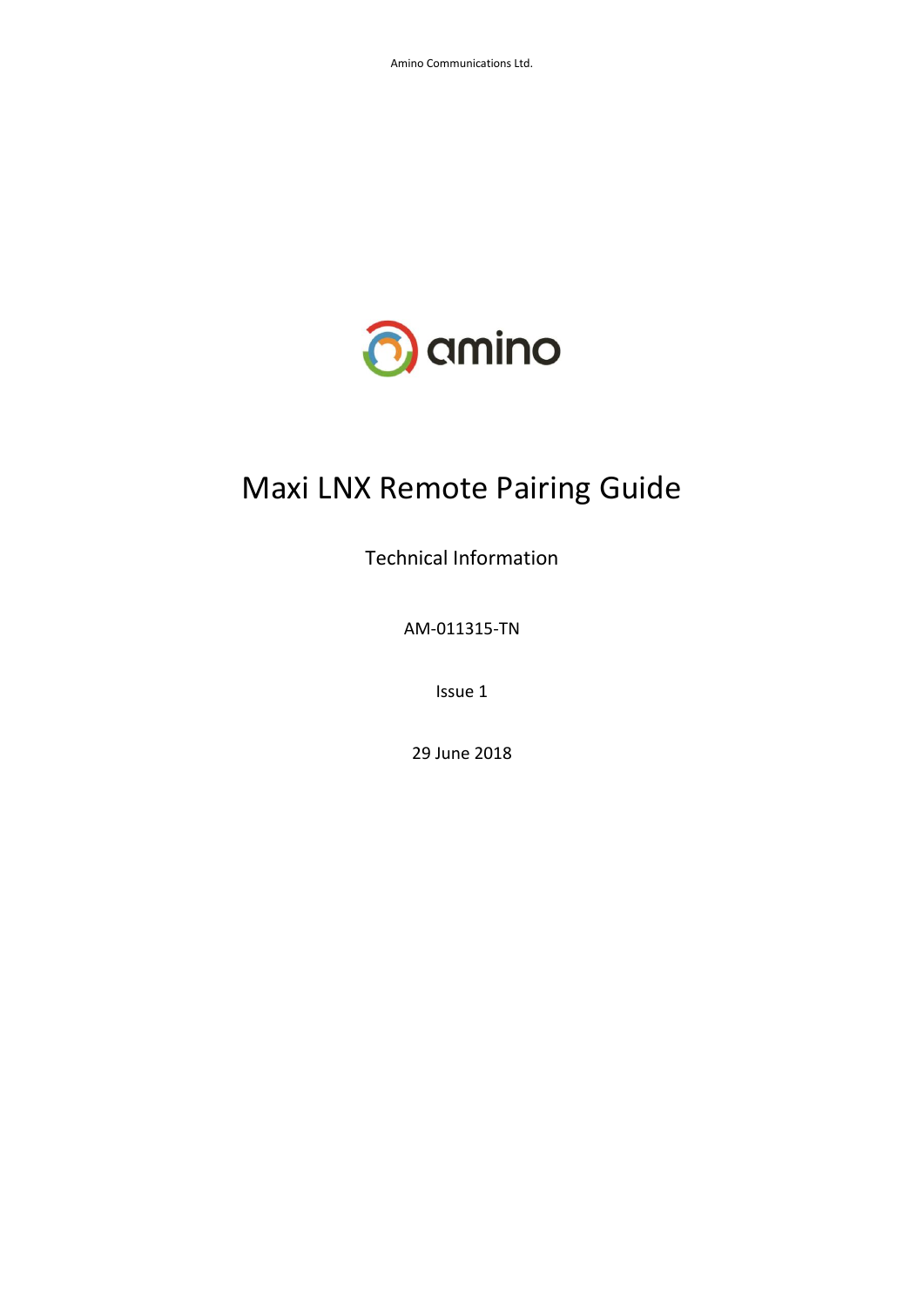Amino Communications Ltd.

amino

# Maxi LNX Remote Pairing Guide

Technical Information

AM-011315-TN

Issue 1

29 June 2018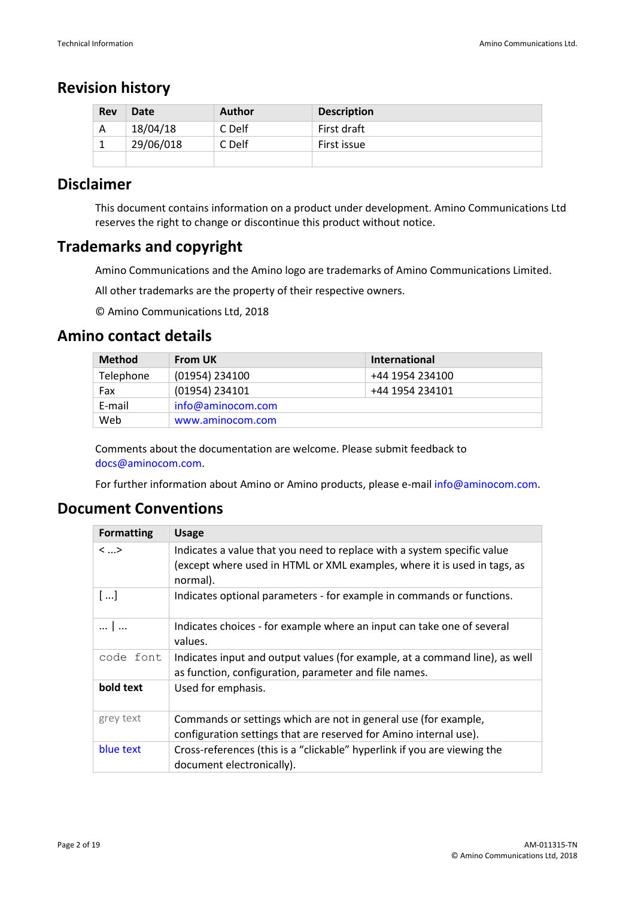## Revision history

| Rev | Date | Author | Description |
|---|---|---|---|
| A | 18/04/18 | C Delf | First draft |
| 1 | 29/06/018 | C Delf | First issue |
| | | | |

## Disclaimer

This document contains information on a product under development. Amino Communications Ltd reserves the right to change or discontinue this product without notice.

## Trademarks and copyright

Amino Communications and the Amino logo are trademarks of Amino Communications Limited.

All other trademarks are the property of their respective owners.

© Amino Communications Ltd, 2018

## Amino contact details

| Method | From UK | International |
|---|---|---|
| Telephone | (01954) 234100 | +44 1954 234100 |
| Fax | (01954) 234101 | +44 1954 234101 |
| E-mail | info@aminocom.com | |
| Web | www.aminocom.com | |

Comments about the documentation are welcome. Please submit feedback to docs@aminocom.com.

For further information about Amino or Amino products, please e-mail info@aminocom.com.

## Document Conventions

| Formatting | Usage |
|---|---|
| < ...> | Indicates a value that you need to replace with a system specific value (except where used in HTML or XML examples, where it is used in tags, as normal). |
| [ ...] | Indicates optional parameters - for example in commands or functions. |
| ... \| ... | Indicates choices - for example where an input can take one of several values. |
| `code font` | Indicates input and output values (for example, at a command line), as well as function, configuration, parameter and file names. |
| **bold text** | Used for emphasis. |
| grey text | Commands or settings which are not in general use (for example, configuration settings that are reserved for Amino internal use). |
| blue text | Cross-references (this is a “clickable” hyperlink if you are viewing the document electronically). |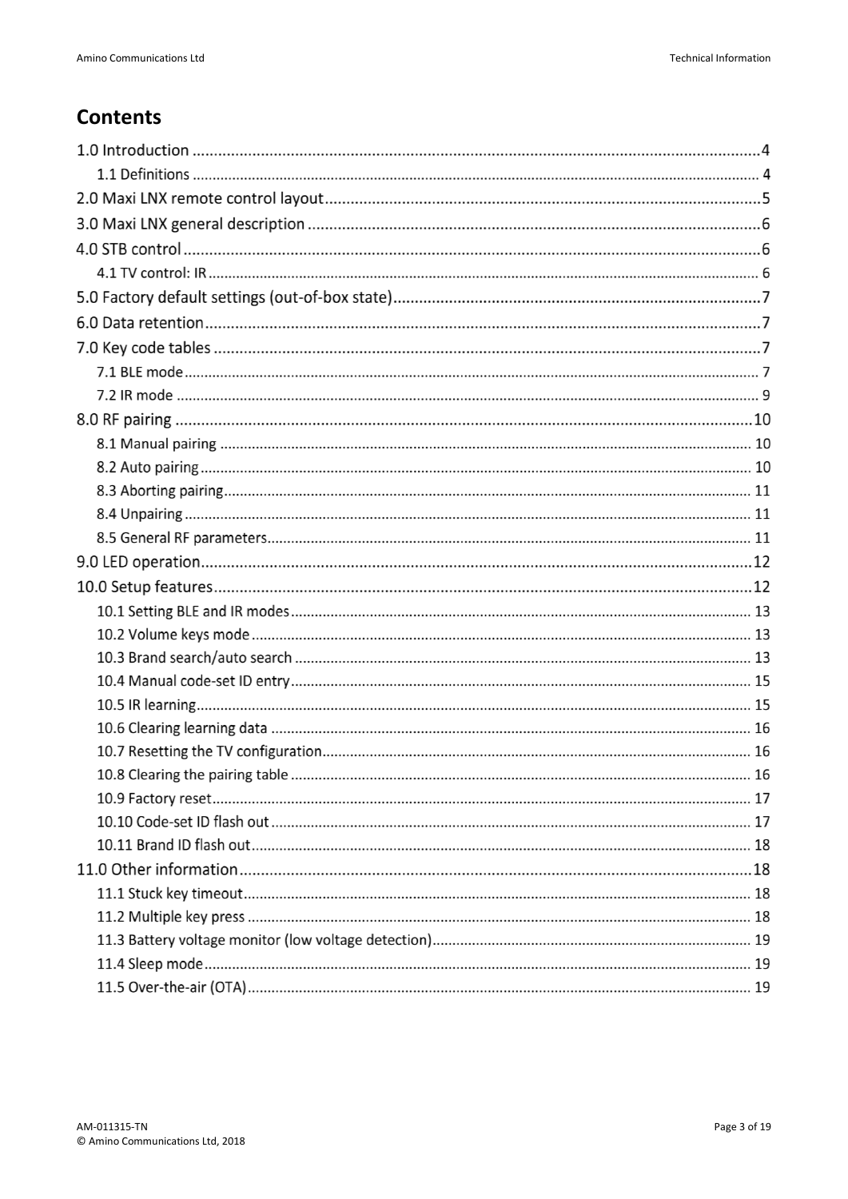# Contents

1.0 Introduction ....................................................................................................................4

- 1.1 Definitions ....................................................................................................................4

2.0 Maxi LNX remote control layout ......................................................................................5

3.0 Maxi LNX general description ..........................................................................................6

4.0 STB control ........................................................................................................................6

- 4.1 TV control: IR ................................................................................................................6

5.0 Factory default settings (out-of-box state).......................................................................7

6.0 Data retention ...................................................................................................................7

7.0 Key code tables .................................................................................................................7

- 7.1 BLE mode .....................................................................................................................7
- 7.2 IR mode ........................................................................................................................9

8.0 RF pairing ........................................................................................................................10

- 8.1 Manual pairing ...........................................................................................................10
- 8.2 Auto pairing ................................................................................................................10
- 8.3 Aborting pairing ..........................................................................................................11
- 8.4 Unpairing ....................................................................................................................11
- 8.5 General RF parameters ...............................................................................................11

9.0 LED operation ..................................................................................................................12

10.0 Setup features ................................................................................................................12

- 10.1 Setting BLE and IR modes .........................................................................................13
- 10.2 Volume keys mode ....................................................................................................13
- 10.3 Brand search/auto search .........................................................................................13
- 10.4 Manual code-set ID entry ..........................................................................................15
- 10.5 IR learning .................................................................................................................15
- 10.6 Clearing learning data ...............................................................................................16
- 10.7 Resetting the TV configuration .................................................................................16
- 10.8 Clearing the pairing table ..........................................................................................16
- 10.9 Factory reset .............................................................................................................17
- 10.10 Code-set ID flash out ...............................................................................................17
- 10.11 Brand ID flash out ....................................................................................................18

11.0 Other information ..........................................................................................................18

- 11.1 Stuck key timeout ......................................................................................................18
- 11.2 Multiple key press .....................................................................................................18
- 11.3 Battery voltage monitor (low voltage detection) .......................................................19
- 11.4 Sleep mode ................................................................................................................19
- 11.5 Over-the-air (OTA) .....................................................................................................19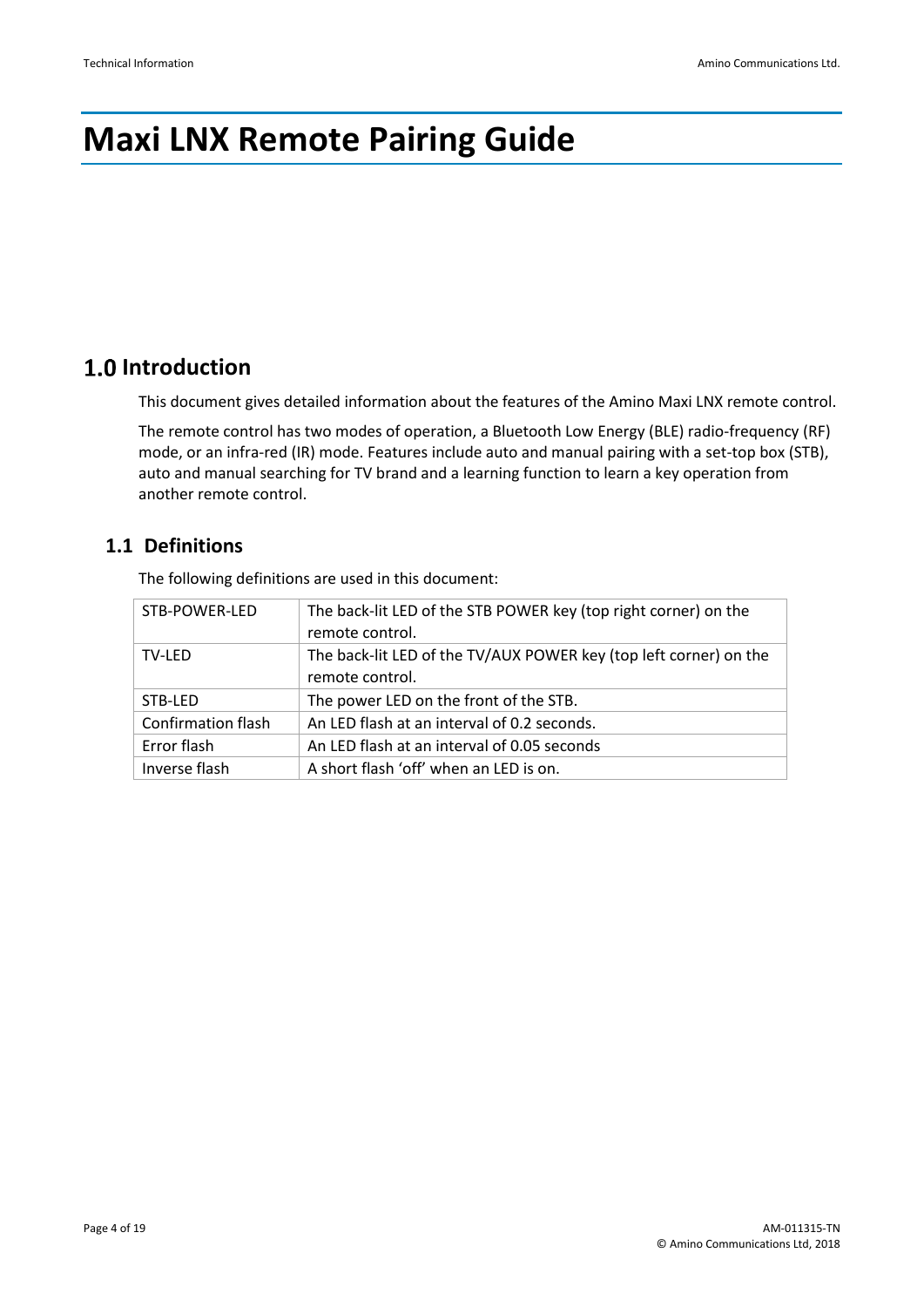# Maxi LNX Remote Pairing Guide

## 1.0 Introduction

This document gives detailed information about the features of the Amino Maxi LNX remote control.

The remote control has two modes of operation, a Bluetooth Low Energy (BLE) radio-frequency (RF) mode, or an infra-red (IR) mode. Features include auto and manual pairing with a set-top box (STB), auto and manual searching for TV brand and a learning function to learn a key operation from another remote control.

### 1.1 Definitions

The following definitions are used in this document:

| | |
|---|---|
| STB-POWER-LED | The back-lit LED of the STB POWER key (top right corner) on the remote control. |
| TV-LED | The back-lit LED of the TV/AUX POWER key (top left corner) on the remote control. |
| STB-LED | The power LED on the front of the STB. |
| Confirmation flash | An LED flash at an interval of 0.2 seconds. |
| Error flash | An LED flash at an interval of 0.05 seconds |
| Inverse flash | A short flash 'off' when an LED is on. |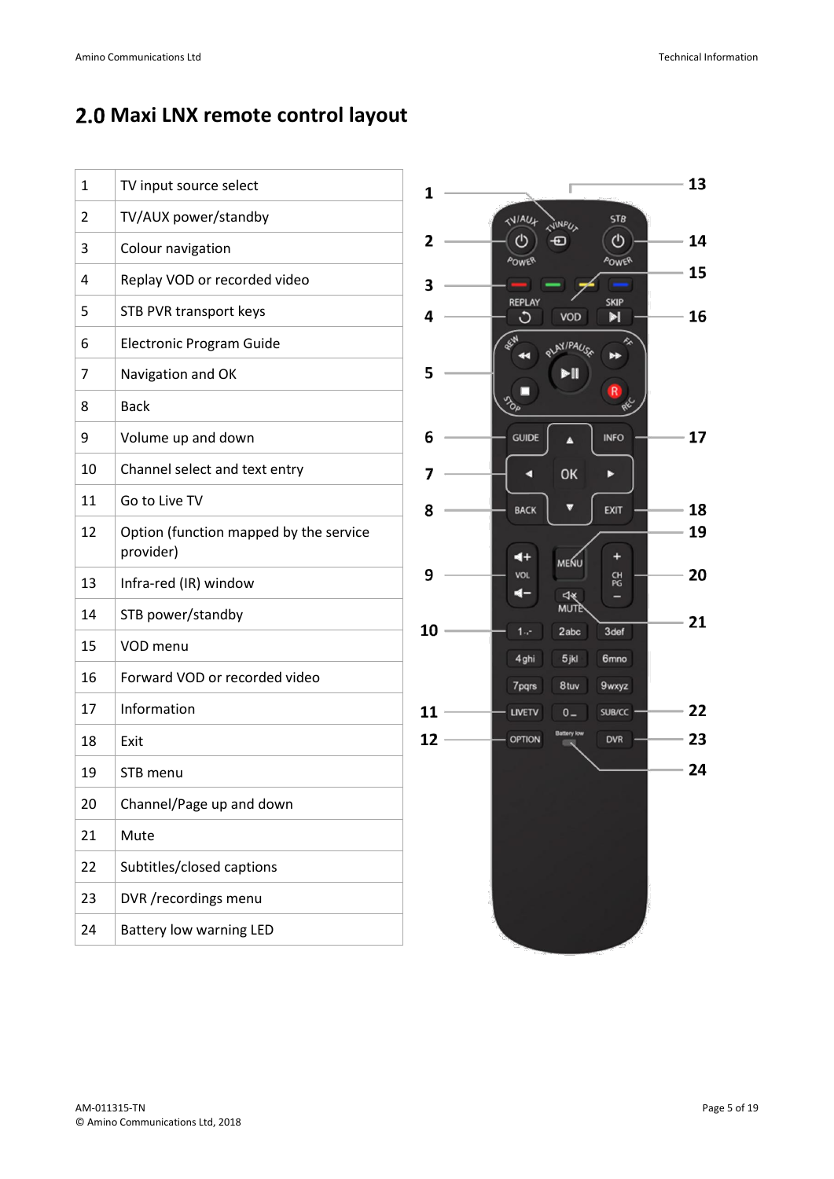# 2.0 Maxi LNX remote control layout

| | |
|---|---|
| 1 | TV input source select |
| 2 | TV/AUX power/standby |
| 3 | Colour navigation |
| 4 | Replay VOD or recorded video |
| 5 | STB PVR transport keys |
| 6 | Electronic Program Guide |
| 7 | Navigation and OK |
| 8 | Back |
| 9 | Volume up and down |
| 10 | Channel select and text entry |
| 11 | Go to Live TV |
| 12 | Option (function mapped by the service provider) |
| 13 | Infra-red (IR) window |
| 14 | STB power/standby |
| 15 | VOD menu |
| 16 | Forward VOD or recorded video |
| 17 | Information |
| 18 | Exit |
| 19 | STB menu |
| 20 | Channel/Page up and down |
| 21 | Mute |
| 22 | Subtitles/closed captions |
| 23 | DVR /recordings menu |
| 24 | Battery low warning LED |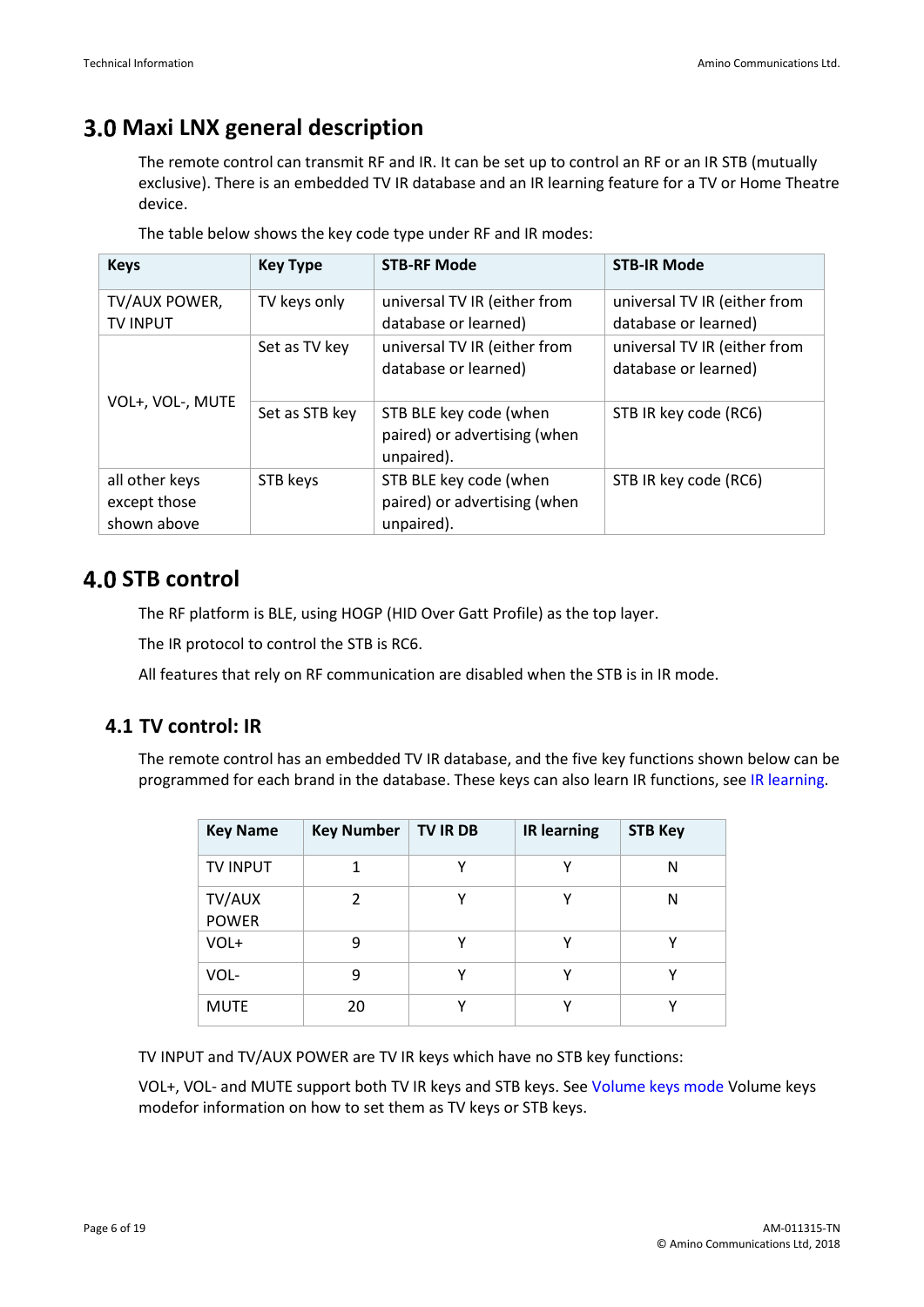# 3.0 Maxi LNX general description

The remote control can transmit RF and IR. It can be set up to control an RF or an IR STB (mutually exclusive). There is an embedded TV IR database and an IR learning feature for a TV or Home Theatre device.

The table below shows the key code type under RF and IR modes:

| Keys | Key Type | STB-RF Mode | STB-IR Mode |
|---|---|---|---|
| TV/AUX POWER, TV INPUT | TV keys only | universal TV IR (either from database or learned) | universal TV IR (either from database or learned) |
| VOL+, VOL-, MUTE | Set as TV key | universal TV IR (either from database or learned) | universal TV IR (either from database or learned) |
| | Set as STB key | STB BLE key code (when paired) or advertising (when unpaired). | STB IR key code (RC6) |
| all other keys except those shown above | STB keys | STB BLE key code (when paired) or advertising (when unpaired). | STB IR key code (RC6) |

# 4.0 STB control

The RF platform is BLE, using HOGP (HID Over Gatt Profile) as the top layer.

The IR protocol to control the STB is RC6.

All features that rely on RF communication are disabled when the STB is in IR mode.

## 4.1 TV control: IR

The remote control has an embedded TV IR database, and the five key functions shown below can be programmed for each brand in the database. These keys can also learn IR functions, see IR learning.

| Key Name | Key Number | TV IR DB | IR learning | STB Key |
|---|---|---|---|---|
| TV INPUT | 1 | Y | Y | N |
| TV/AUX POWER | 2 | Y | Y | N |
| VOL+ | 9 | Y | Y | Y |
| VOL- | 9 | Y | Y | Y |
| MUTE | 20 | Y | Y | Y |

TV INPUT and TV/AUX POWER are TV IR keys which have no STB key functions:

VOL+, VOL- and MUTE support both TV IR keys and STB keys. See Volume keys mode Volume keys modefor information on how to set them as TV keys or STB keys.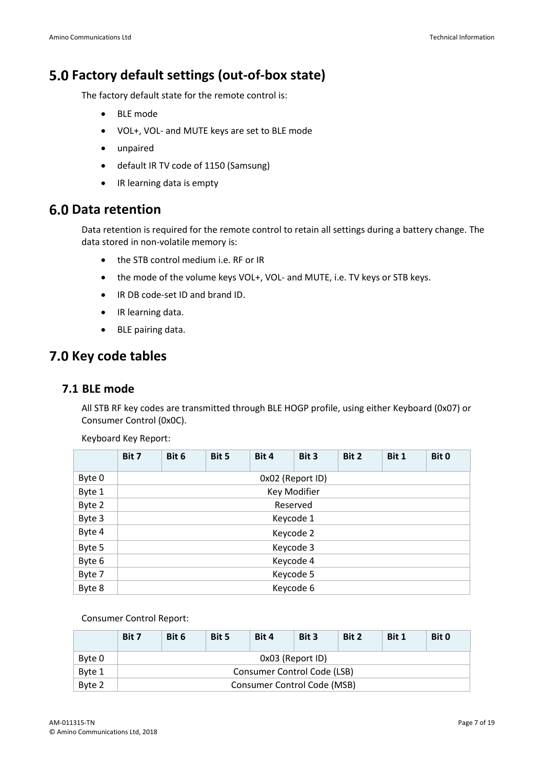# 5.0 Factory default settings (out-of-box state)

The factory default state for the remote control is:

- BLE mode
- VOL+, VOL- and MUTE keys are set to BLE mode
- unpaired
- default IR TV code of 1150 (Samsung)
- IR learning data is empty

# 6.0 Data retention

Data retention is required for the remote control to retain all settings during a battery change. The data stored in non-volatile memory is:

- the STB control medium i.e. RF or IR
- the mode of the volume keys VOL+, VOL- and MUTE, i.e. TV keys or STB keys.
- IR DB code-set ID and brand ID.
- IR learning data.
- BLE pairing data.

# 7.0 Key code tables

## 7.1 BLE mode

All STB RF key codes are transmitted through BLE HOGP profile, using either Keyboard (0x07) or Consumer Control (0x0C).

Keyboard Key Report:

| | Bit 7 | Bit 6 | Bit 5 | Bit 4 | Bit 3 | Bit 2 | Bit 1 | Bit 0 |
|---|---|---|---|---|---|---|---|---|
| Byte 0 | 0x02 (Report ID) | | | | | | | |
| Byte 1 | Key Modifier | | | | | | | |
| Byte 2 | Reserved | | | | | | | |
| Byte 3 | Keycode 1 | | | | | | | |
| Byte 4 | Keycode 2 | | | | | | | |
| Byte 5 | Keycode 3 | | | | | | | |
| Byte 6 | Keycode 4 | | | | | | | |
| Byte 7 | Keycode 5 | | | | | | | |
| Byte 8 | Keycode 6 | | | | | | | |

Consumer Control Report:

| | Bit 7 | Bit 6 | Bit 5 | Bit 4 | Bit 3 | Bit 2 | Bit 1 | Bit 0 |
|---|---|---|---|---|---|---|---|---|
| Byte 0 | 0x03 (Report ID) | | | | | | | |
| Byte 1 | Consumer Control Code (LSB) | | | | | | | |
| Byte 2 | Consumer Control Code (MSB) | | | | | | | |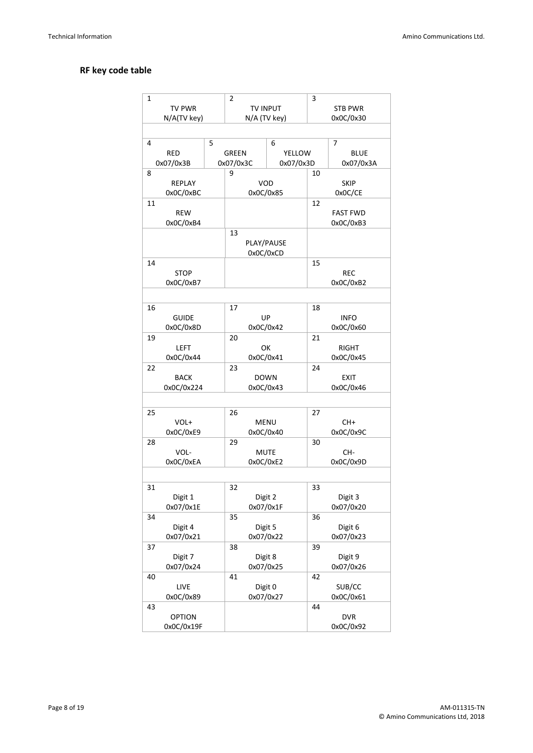## RF key code table

| | | |
|---|---|---|
| 1<br>TV PWR<br>N/A(TV key) | 2<br>TV INPUT<br>N/A (TV key) | 3<br>STB PWR<br>0x0C/0x30 |

| | | | |
|---|---|---|---|
| 4<br>RED<br>0x07/0x3B | 5<br>GREEN<br>0x07/0x3C | 6<br>YELLOW<br>0x07/0x3D | 7<br>BLUE<br>0x07/0x3A |

| | | |
|---|---|---|
| 8<br>REPLAY<br>0x0C/0xBC | 9<br>VOD<br>0x0C/0x85 | 10<br>SKIP<br>0x0C/CE |
| 11<br>REW<br>0x0C/0xB4 | | 12<br>FAST FWD<br>0x0C/0xB3 |
| | 13<br>PLAY/PAUSE<br>0x0C/0xCD | |
| 14<br>STOP<br>0x0C/0xB7 | | 15<br>REC<br>0x0C/0xB2 |
| | | |
| 16<br>GUIDE<br>0x0C/0x8D | 17<br>UP<br>0x0C/0x42 | 18<br>INFO<br>0x0C/0x60 |
| 19<br>LEFT<br>0x0C/0x44 | 20<br>OK<br>0x0C/0x41 | 21<br>RIGHT<br>0x0C/0x45 |
| 22<br>BACK<br>0x0C/0x224 | 23<br>DOWN<br>0x0C/0x43 | 24<br>EXIT<br>0x0C/0x46 |
| | | |
| 25<br>VOL+<br>0x0C/0xE9 | 26<br>MENU<br>0x0C/0x40 | 27<br>CH+<br>0x0C/0x9C |
| 28<br>VOL-<br>0x0C/0xEA | 29<br>MUTE<br>0x0C/0xE2 | 30<br>CH-<br>0x0C/0x9D |
| | | |
| 31<br>Digit 1<br>0x07/0x1E | 32<br>Digit 2<br>0x07/0x1F | 33<br>Digit 3<br>0x07/0x20 |
| 34<br>Digit 4<br>0x07/0x21 | 35<br>Digit 5<br>0x07/0x22 | 36<br>Digit 6<br>0x07/0x23 |
| 37<br>Digit 7<br>0x07/0x24 | 38<br>Digit 8<br>0x07/0x25 | 39<br>Digit 9<br>0x07/0x26 |
| 40<br>LIVE<br>0x0C/0x89 | 41<br>Digit 0<br>0x07/0x27 | 42<br>SUB/CC<br>0x0C/0x61 |
| 43<br>OPTION<br>0x0C/0x19F | | 44<br>DVR<br>0x0C/0x92 |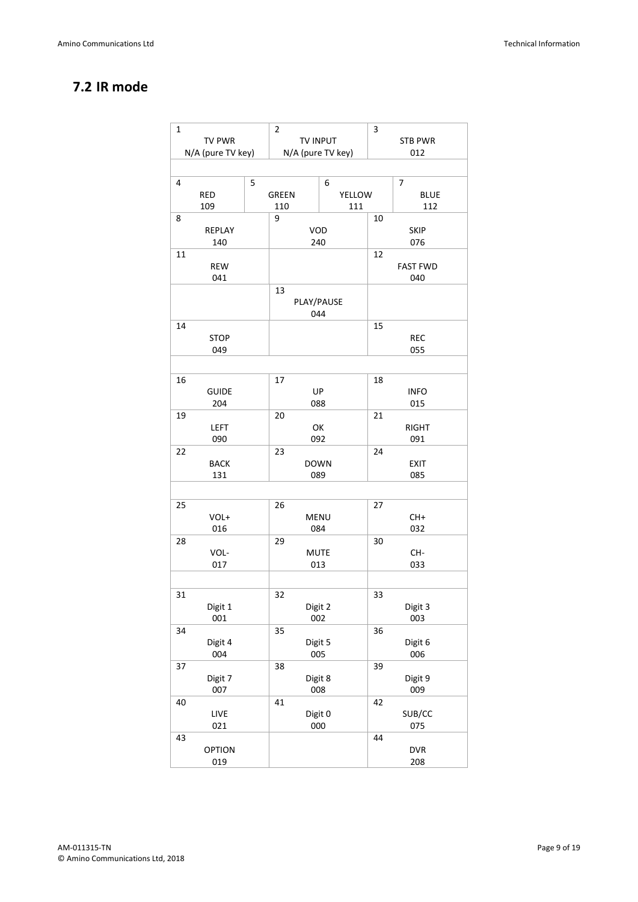## 7.2 IR mode

| | | | |
|---|---|---|---|
| 1<br>TV PWR<br>N/A (pure TV key) | 2<br>TV INPUT<br>N/A (pure TV key) | | 3<br>STB PWR<br>012 |
| | | | |
| 4<br>RED<br>109 | 5<br>GREEN<br>110 | 6<br>YELLOW<br>111 | 7<br>BLUE<br>112 |
| 8<br>REPLAY<br>140 | 9<br>VOD<br>240 | | 10<br>SKIP<br>076 |
| 11<br>REW<br>041 | | | 12<br>FAST FWD<br>040 |
| | 13<br>PLAY/PAUSE<br>044 | | |
| 14<br>STOP<br>049 | | | 15<br>REC<br>055 |
| | | | |
| 16<br>GUIDE<br>204 | 17<br>UP<br>088 | | 18<br>INFO<br>015 |
| 19<br>LEFT<br>090 | 20<br>OK<br>092 | | 21<br>RIGHT<br>091 |
| 22<br>BACK<br>131 | 23<br>DOWN<br>089 | | 24<br>EXIT<br>085 |
| | | | |
| 25<br>VOL+<br>016 | 26<br>MENU<br>084 | | 27<br>CH+<br>032 |
| 28<br>VOL-<br>017 | 29<br>MUTE<br>013 | | 30<br>CH-<br>033 |
| | | | |
| 31<br>Digit 1<br>001 | 32<br>Digit 2<br>002 | | 33<br>Digit 3<br>003 |
| 34<br>Digit 4<br>004 | 35<br>Digit 5<br>005 | | 36<br>Digit 6<br>006 |
| 37<br>Digit 7<br>007 | 38<br>Digit 8<br>008 | | 39<br>Digit 9<br>009 |
| 40<br>LIVE<br>021 | 41<br>Digit 0<br>000 | | 42<br>SUB/CC<br>075 |
| 43<br>OPTION<br>019 | | | 44<br>DVR<br>208 |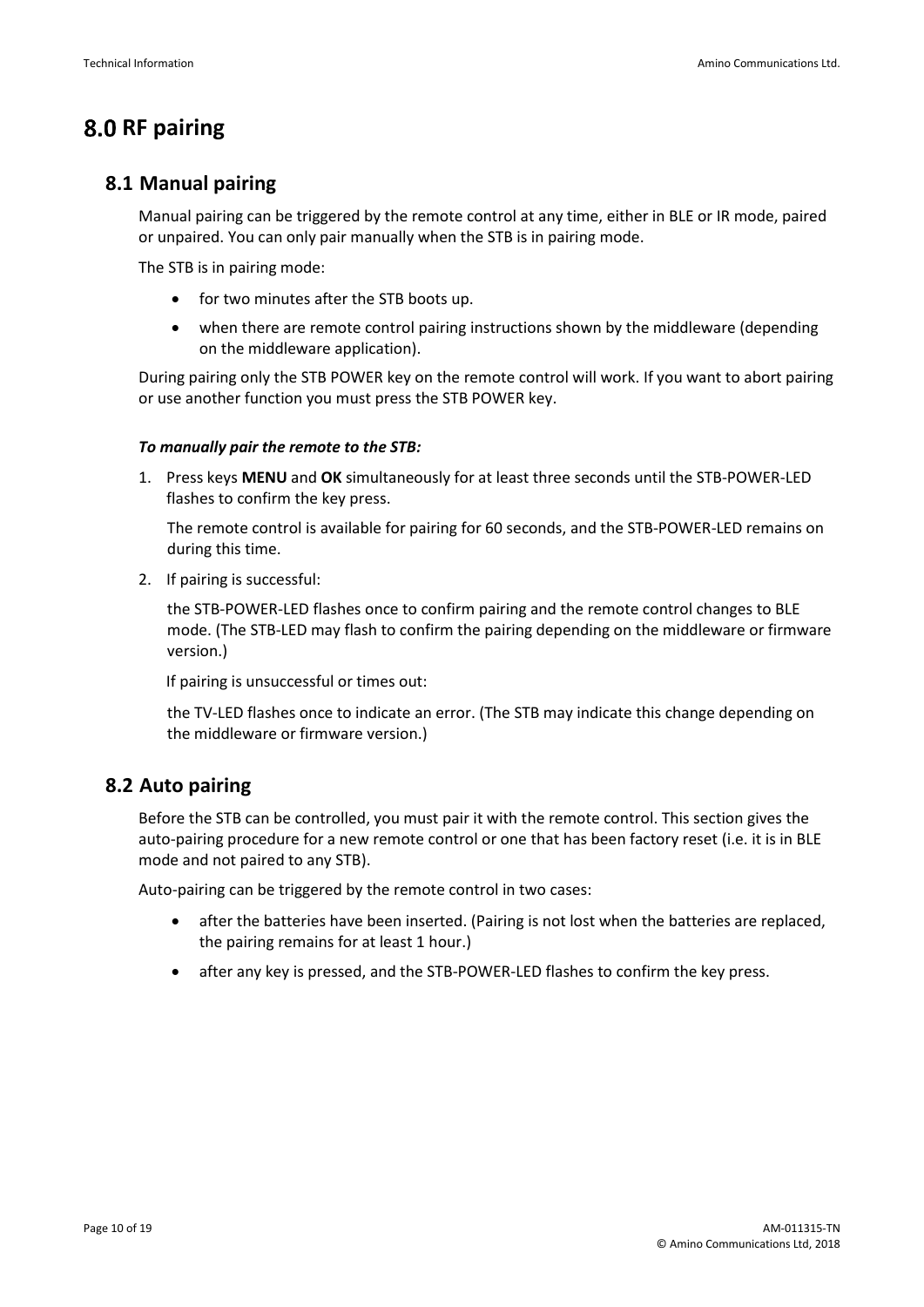# 8.0 RF pairing

## 8.1 Manual pairing

Manual pairing can be triggered by the remote control at any time, either in BLE or IR mode, paired or unpaired. You can only pair manually when the STB is in pairing mode.

The STB is in pairing mode:

- for two minutes after the STB boots up.
- when there are remote control pairing instructions shown by the middleware (depending on the middleware application).

During pairing only the STB POWER key on the remote control will work. If you want to abort pairing or use another function you must press the STB POWER key.

***To manually pair the remote to the STB:***

1. Press keys **MENU** and **OK** simultaneously for at least three seconds until the STB-POWER-LED flashes to confirm the key press.

   The remote control is available for pairing for 60 seconds, and the STB-POWER-LED remains on during this time.

2. If pairing is successful:

   the STB-POWER-LED flashes once to confirm pairing and the remote control changes to BLE mode. (The STB-LED may flash to confirm the pairing depending on the middleware or firmware version.)

   If pairing is unsuccessful or times out:

   the TV-LED flashes once to indicate an error. (The STB may indicate this change depending on the middleware or firmware version.)

## 8.2 Auto pairing

Before the STB can be controlled, you must pair it with the remote control. This section gives the auto-pairing procedure for a new remote control or one that has been factory reset (i.e. it is in BLE mode and not paired to any STB).

Auto-pairing can be triggered by the remote control in two cases:

- after the batteries have been inserted. (Pairing is not lost when the batteries are replaced, the pairing remains for at least 1 hour.)
- after any key is pressed, and the STB-POWER-LED flashes to confirm the key press.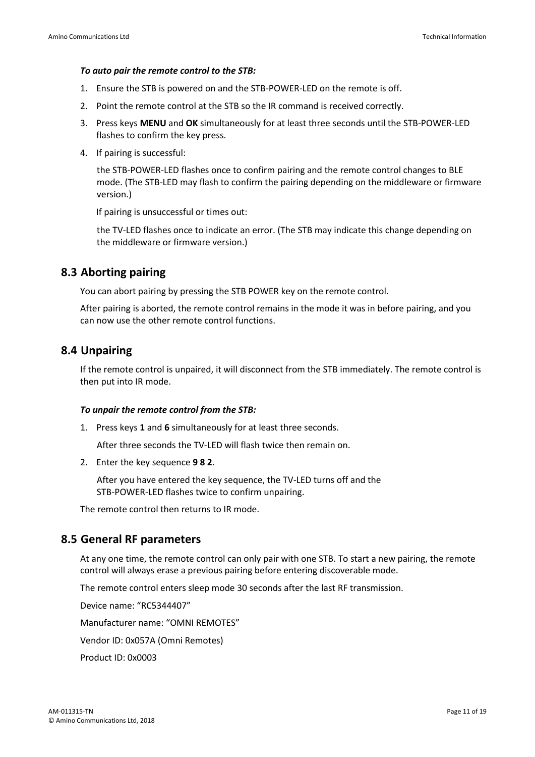***To auto pair the remote control to the STB:***

1. Ensure the STB is powered on and the STB-POWER-LED on the remote is off.
2. Point the remote control at the STB so the IR command is received correctly.
3. Press keys **MENU** and **OK** simultaneously for at least three seconds until the STB-POWER-LED flashes to confirm the key press.
4. If pairing is successful:

   the STB-POWER-LED flashes once to confirm pairing and the remote control changes to BLE mode. (The STB-LED may flash to confirm the pairing depending on the middleware or firmware version.)

   If pairing is unsuccessful or times out:

   the TV-LED flashes once to indicate an error. (The STB may indicate this change depending on the middleware or firmware version.)

## 8.3 Aborting pairing

You can abort pairing by pressing the STB POWER key on the remote control.

After pairing is aborted, the remote control remains in the mode it was in before pairing, and you can now use the other remote control functions.

## 8.4 Unpairing

If the remote control is unpaired, it will disconnect from the STB immediately. The remote control is then put into IR mode.

***To unpair the remote control from the STB:***

1. Press keys **1** and **6** simultaneously for at least three seconds.

   After three seconds the TV-LED will flash twice then remain on.

2. Enter the key sequence **9 8 2**.

   After you have entered the key sequence, the TV-LED turns off and the STB-POWER-LED flashes twice to confirm unpairing.

The remote control then returns to IR mode.

## 8.5 General RF parameters

At any one time, the remote control can only pair with one STB. To start a new pairing, the remote control will always erase a previous pairing before entering discoverable mode.

The remote control enters sleep mode 30 seconds after the last RF transmission.

Device name: “RC5344407”

Manufacturer name: “OMNI REMOTES”

Vendor ID: 0x057A (Omni Remotes)

Product ID: 0x0003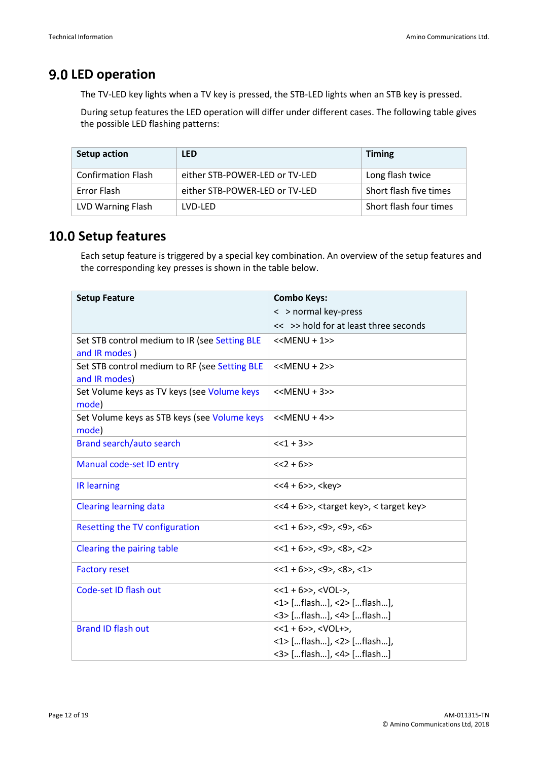## 9.0 LED operation

The TV-LED key lights when a TV key is pressed, the STB-LED lights when an STB key is pressed.

During setup features the LED operation will differ under different cases. The following table gives the possible LED flashing patterns:

| Setup action | LED | Timing |
|---|---|---|
| Confirmation Flash | either STB-POWER-LED or TV-LED | Long flash twice |
| Error Flash | either STB-POWER-LED or TV-LED | Short flash five times |
| LVD Warning Flash | LVD-LED | Short flash four times |

## 10.0 Setup features

Each setup feature is triggered by a special key combination. An overview of the setup features and the corresponding key presses is shown in the table below.

| Setup Feature | Combo Keys:<br>< > normal key-press<br><< >> hold for at least three seconds |
|---|---|
| Set STB control medium to IR (see Setting BLE and IR modes ) | <<MENU + 1>> |
| Set STB control medium to RF (see Setting BLE and IR modes) | <<MENU + 2>> |
| Set Volume keys as TV keys (see Volume keys mode) | <<MENU + 3>> |
| Set Volume keys as STB keys (see Volume keys mode) | <<MENU + 4>> |
| Brand search/auto search | <<1 + 3>> |
| Manual code-set ID entry | <<2 + 6>> |
| IR learning | <<4 + 6>>, <key> |
| Clearing learning data | <<4 + 6>>, <target key>, < target key> |
| Resetting the TV configuration | <<1 + 6>>, <9>, <9>, <6> |
| Clearing the pairing table | <<1 + 6>>, <9>, <8>, <2> |
| Factory reset | <<1 + 6>>, <9>, <8>, <1> |
| Code-set ID flash out | <<1 + 6>>, <VOL->,<br><1> […flash…], <2> […flash…],<br><3> […flash…], <4> […flash…] |
| Brand ID flash out | <<1 + 6>>, <VOL+>,<br><1> […flash…], <2> […flash…],<br><3> […flash…], <4> […flash…] |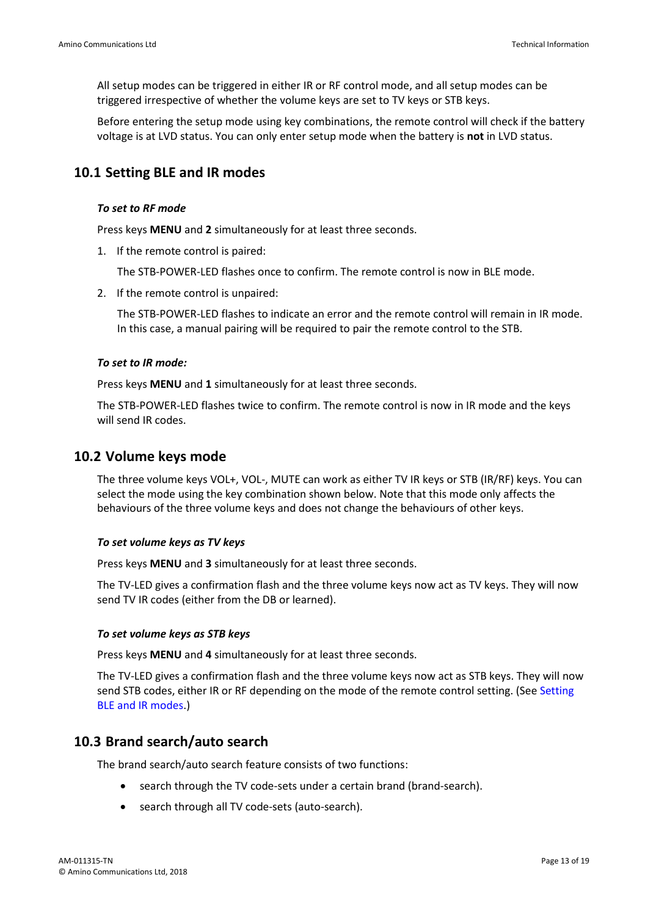All setup modes can be triggered in either IR or RF control mode, and all setup modes can be triggered irrespective of whether the volume keys are set to TV keys or STB keys.

Before entering the setup mode using key combinations, the remote control will check if the battery voltage is at LVD status. You can only enter setup mode when the battery is **not** in LVD status.

## 10.1 Setting BLE and IR modes

***To set to RF mode***

Press keys **MENU** and **2** simultaneously for at least three seconds.

1. If the remote control is paired:

   The STB-POWER-LED flashes once to confirm. The remote control is now in BLE mode.

2. If the remote control is unpaired:

   The STB-POWER-LED flashes to indicate an error and the remote control will remain in IR mode. In this case, a manual pairing will be required to pair the remote control to the STB.

***To set to IR mode:***

Press keys **MENU** and **1** simultaneously for at least three seconds.

The STB-POWER-LED flashes twice to confirm. The remote control is now in IR mode and the keys will send IR codes.

## 10.2 Volume keys mode

The three volume keys VOL+, VOL-, MUTE can work as either TV IR keys or STB (IR/RF) keys. You can select the mode using the key combination shown below. Note that this mode only affects the behaviours of the three volume keys and does not change the behaviours of other keys.

***To set volume keys as TV keys***

Press keys **MENU** and **3** simultaneously for at least three seconds.

The TV-LED gives a confirmation flash and the three volume keys now act as TV keys. They will now send TV IR codes (either from the DB or learned).

***To set volume keys as STB keys***

Press keys **MENU** and **4** simultaneously for at least three seconds.

The TV-LED gives a confirmation flash and the three volume keys now act as STB keys. They will now send STB codes, either IR or RF depending on the mode of the remote control setting. (See Setting BLE and IR modes.)

## 10.3 Brand search/auto search

The brand search/auto search feature consists of two functions:

- search through the TV code-sets under a certain brand (brand-search).
- search through all TV code-sets (auto-search).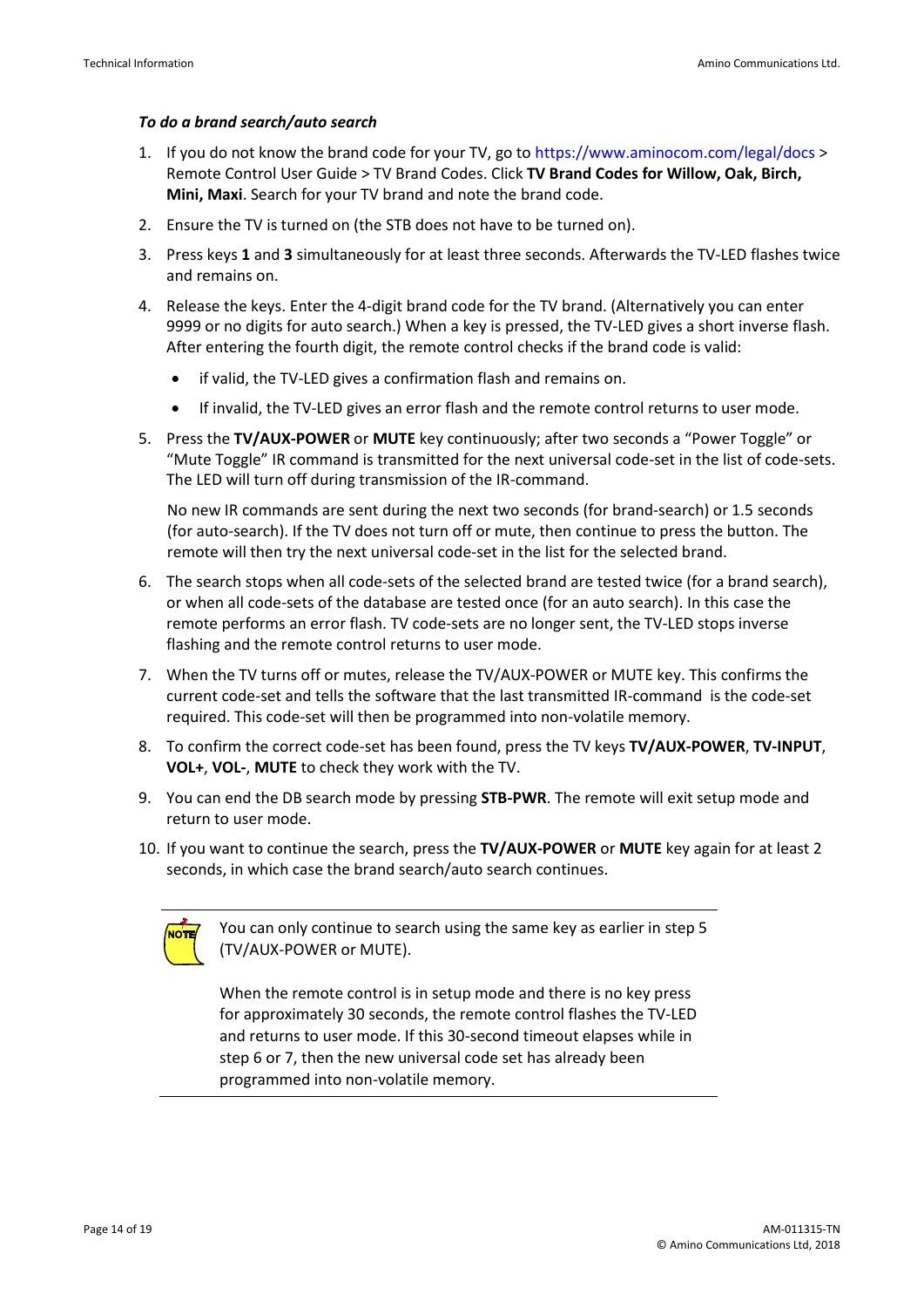*To do a brand search/auto search*

1. If you do not know the brand code for your TV, go to https://www.aminocom.com/legal/docs > Remote Control User Guide > TV Brand Codes. Click **TV Brand Codes for Willow, Oak, Birch, Mini, Maxi**. Search for your TV brand and note the brand code.
2. Ensure the TV is turned on (the STB does not have to be turned on).
3. Press keys **1** and **3** simultaneously for at least three seconds. Afterwards the TV-LED flashes twice and remains on.
4. Release the keys. Enter the 4-digit brand code for the TV brand. (Alternatively you can enter 9999 or no digits for auto search.) When a key is pressed, the TV-LED gives a short inverse flash. After entering the fourth digit, the remote control checks if the brand code is valid:
   - if valid, the TV-LED gives a confirmation flash and remains on.
   - If invalid, the TV-LED gives an error flash and the remote control returns to user mode.
5. Press the **TV/AUX-POWER** or **MUTE** key continuously; after two seconds a "Power Toggle" or "Mute Toggle" IR command is transmitted for the next universal code-set in the list of code-sets. The LED will turn off during transmission of the IR-command.

   No new IR commands are sent during the next two seconds (for brand-search) or 1.5 seconds (for auto-search). If the TV does not turn off or mute, then continue to press the button. The remote will then try the next universal code-set in the list for the selected brand.
6. The search stops when all code-sets of the selected brand are tested twice (for a brand search), or when all code-sets of the database are tested once (for an auto search). In this case the remote performs an error flash. TV code-sets are no longer sent, the TV-LED stops inverse flashing and the remote control returns to user mode.
7. When the TV turns off or mutes, release the TV/AUX-POWER or MUTE key. This confirms the current code-set and tells the software that the last transmitted IR-command is the code-set required. This code-set will then be programmed into non-volatile memory.
8. To confirm the correct code-set has been found, press the TV keys **TV/AUX-POWER**, **TV-INPUT**, **VOL+**, **VOL-**, **MUTE** to check they work with the TV.
9. You can end the DB search mode by pressing **STB-PWR**. The remote will exit setup mode and return to user mode.
10. If you want to continue the search, press the **TV/AUX-POWER** or **MUTE** key again for at least 2 seconds, in which case the brand search/auto search continues.

---

NOTE

You can only continue to search using the same key as earlier in step 5 (TV/AUX-POWER or MUTE).

When the remote control is in setup mode and there is no key press for approximately 30 seconds, the remote control flashes the TV-LED and returns to user mode. If this 30-second timeout elapses while in step 6 or 7, then the new universal code set has already been programmed into non-volatile memory.

---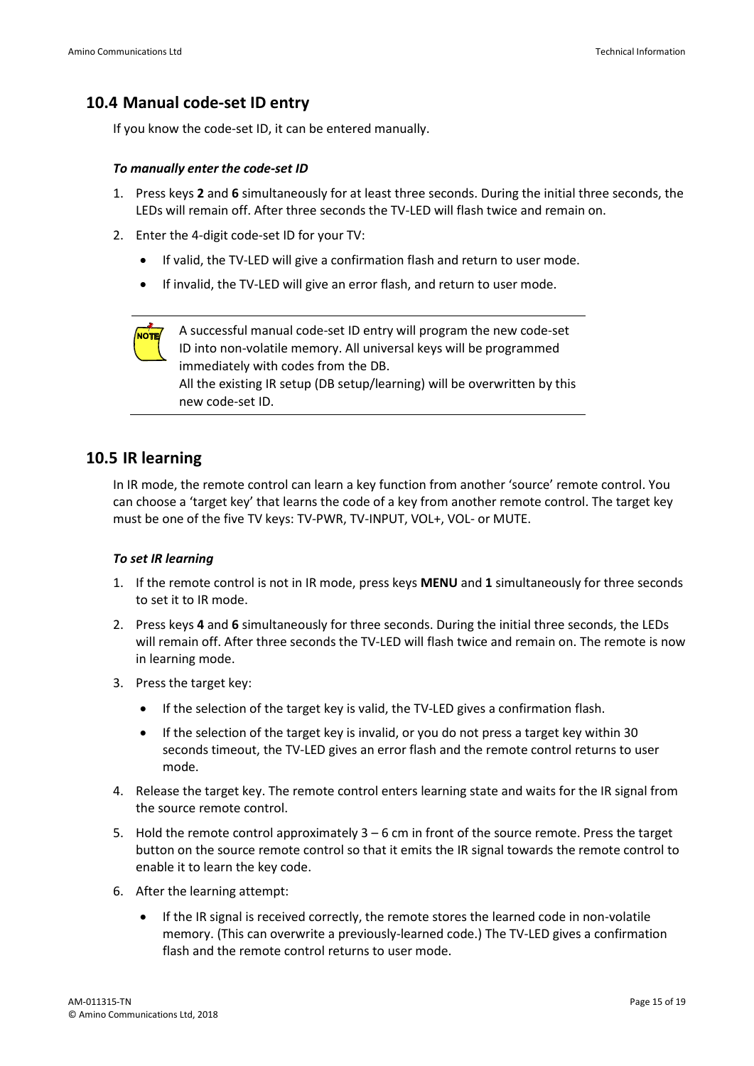## 10.4 Manual code-set ID entry

If you know the code-set ID, it can be entered manually.

***To manually enter the code-set ID***

1. Press keys **2** and **6** simultaneously for at least three seconds. During the initial three seconds, the LEDs will remain off. After three seconds the TV-LED will flash twice and remain on.
2. Enter the 4-digit code-set ID for your TV:
   - If valid, the TV-LED will give a confirmation flash and return to user mode.
   - If invalid, the TV-LED will give an error flash, and return to user mode.

> NOTE: A successful manual code-set ID entry will program the new code-set ID into non-volatile memory. All universal keys will be programmed immediately with codes from the DB.
> All the existing IR setup (DB setup/learning) will be overwritten by this new code-set ID.

## 10.5 IR learning

In IR mode, the remote control can learn a key function from another 'source' remote control. You can choose a 'target key' that learns the code of a key from another remote control. The target key must be one of the five TV keys: TV-PWR, TV-INPUT, VOL+, VOL- or MUTE.

***To set IR learning***

1. If the remote control is not in IR mode, press keys **MENU** and **1** simultaneously for three seconds to set it to IR mode.
2. Press keys **4** and **6** simultaneously for three seconds. During the initial three seconds, the LEDs will remain off. After three seconds the TV-LED will flash twice and remain on. The remote is now in learning mode.
3. Press the target key:
   - If the selection of the target key is valid, the TV-LED gives a confirmation flash.
   - If the selection of the target key is invalid, or you do not press a target key within 30 seconds timeout, the TV-LED gives an error flash and the remote control returns to user mode.
4. Release the target key. The remote control enters learning state and waits for the IR signal from the source remote control.
5. Hold the remote control approximately 3 – 6 cm in front of the source remote. Press the target button on the source remote control so that it emits the IR signal towards the remote control to enable it to learn the key code.
6. After the learning attempt:
   - If the IR signal is received correctly, the remote stores the learned code in non-volatile memory. (This can overwrite a previously-learned code.) The TV-LED gives a confirmation flash and the remote control returns to user mode.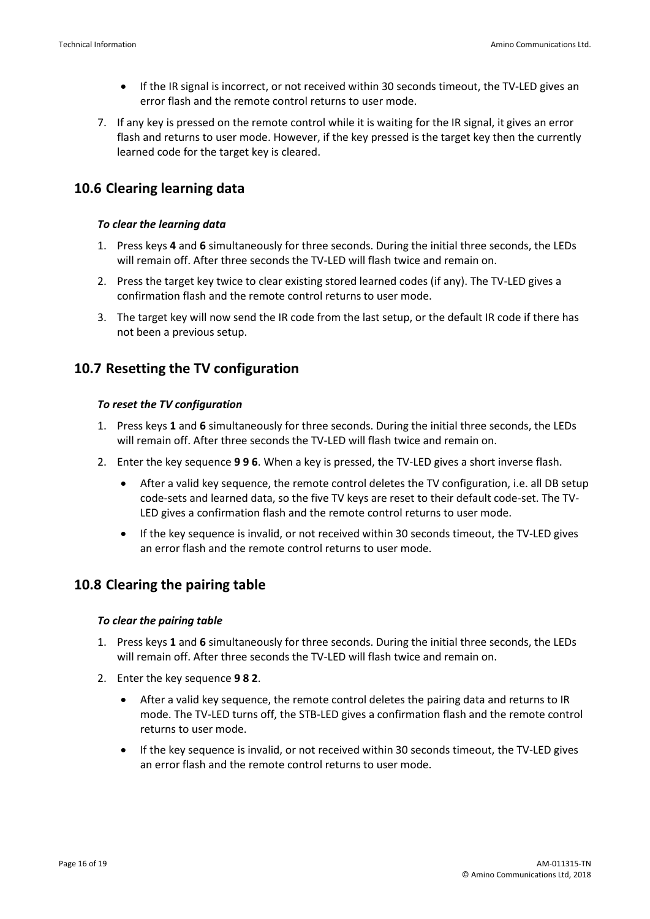- If the IR signal is incorrect, or not received within 30 seconds timeout, the TV-LED gives an error flash and the remote control returns to user mode.

7. If any key is pressed on the remote control while it is waiting for the IR signal, it gives an error flash and returns to user mode. However, if the key pressed is the target key then the currently learned code for the target key is cleared.

## 10.6 Clearing learning data

***To clear the learning data***

1. Press keys **4** and **6** simultaneously for three seconds. During the initial three seconds, the LEDs will remain off. After three seconds the TV-LED will flash twice and remain on.
2. Press the target key twice to clear existing stored learned codes (if any). The TV-LED gives a confirmation flash and the remote control returns to user mode.
3. The target key will now send the IR code from the last setup, or the default IR code if there has not been a previous setup.

## 10.7 Resetting the TV configuration

***To reset the TV configuration***

1. Press keys **1** and **6** simultaneously for three seconds. During the initial three seconds, the LEDs will remain off. After three seconds the TV-LED will flash twice and remain on.
2. Enter the key sequence **9 9 6**. When a key is pressed, the TV-LED gives a short inverse flash.
   - After a valid key sequence, the remote control deletes the TV configuration, i.e. all DB setup code-sets and learned data, so the five TV keys are reset to their default code-set. The TV-LED gives a confirmation flash and the remote control returns to user mode.
   - If the key sequence is invalid, or not received within 30 seconds timeout, the TV-LED gives an error flash and the remote control returns to user mode.

## 10.8 Clearing the pairing table

***To clear the pairing table***

1. Press keys **1** and **6** simultaneously for three seconds. During the initial three seconds, the LEDs will remain off. After three seconds the TV-LED will flash twice and remain on.
2. Enter the key sequence **9 8 2**.
   - After a valid key sequence, the remote control deletes the pairing data and returns to IR mode. The TV-LED turns off, the STB-LED gives a confirmation flash and the remote control returns to user mode.
   - If the key sequence is invalid, or not received within 30 seconds timeout, the TV-LED gives an error flash and the remote control returns to user mode.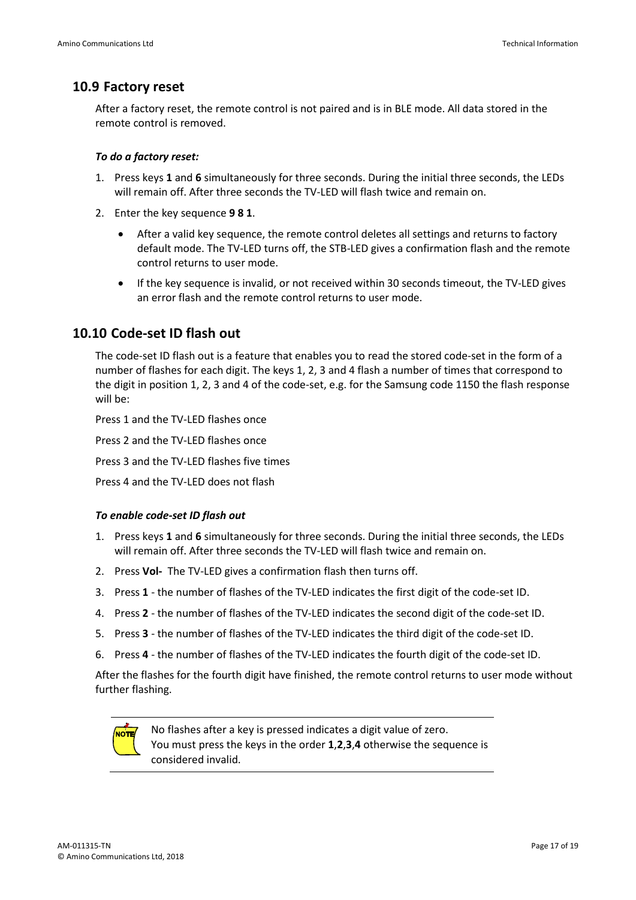## 10.9 Factory reset

After a factory reset, the remote control is not paired and is in BLE mode. All data stored in the remote control is removed.

***To do a factory reset:***

1. Press keys **1** and **6** simultaneously for three seconds. During the initial three seconds, the LEDs will remain off. After three seconds the TV-LED will flash twice and remain on.
2. Enter the key sequence **9 8 1**.
   - After a valid key sequence, the remote control deletes all settings and returns to factory default mode. The TV-LED turns off, the STB-LED gives a confirmation flash and the remote control returns to user mode.
   - If the key sequence is invalid, or not received within 30 seconds timeout, the TV-LED gives an error flash and the remote control returns to user mode.

## 10.10 Code-set ID flash out

The code-set ID flash out is a feature that enables you to read the stored code-set in the form of a number of flashes for each digit. The keys 1, 2, 3 and 4 flash a number of times that correspond to the digit in position 1, 2, 3 and 4 of the code-set, e.g. for the Samsung code 1150 the flash response will be:

Press 1 and the TV-LED flashes once

Press 2 and the TV-LED flashes once

Press 3 and the TV-LED flashes five times

Press 4 and the TV-LED does not flash

***To enable code-set ID flash out***

1. Press keys **1** and **6** simultaneously for three seconds. During the initial three seconds, the LEDs will remain off. After three seconds the TV-LED will flash twice and remain on.
2. Press **Vol-** The TV-LED gives a confirmation flash then turns off.
3. Press **1** - the number of flashes of the TV-LED indicates the first digit of the code-set ID.
4. Press **2** - the number of flashes of the TV-LED indicates the second digit of the code-set ID.
5. Press **3** - the number of flashes of the TV-LED indicates the third digit of the code-set ID.
6. Press **4** - the number of flashes of the TV-LED indicates the fourth digit of the code-set ID.

After the flashes for the fourth digit have finished, the remote control returns to user mode without further flashing.

NOTE: No flashes after a key is pressed indicates a digit value of zero.
You must press the keys in the order **1**,**2**,**3**,**4** otherwise the sequence is considered invalid.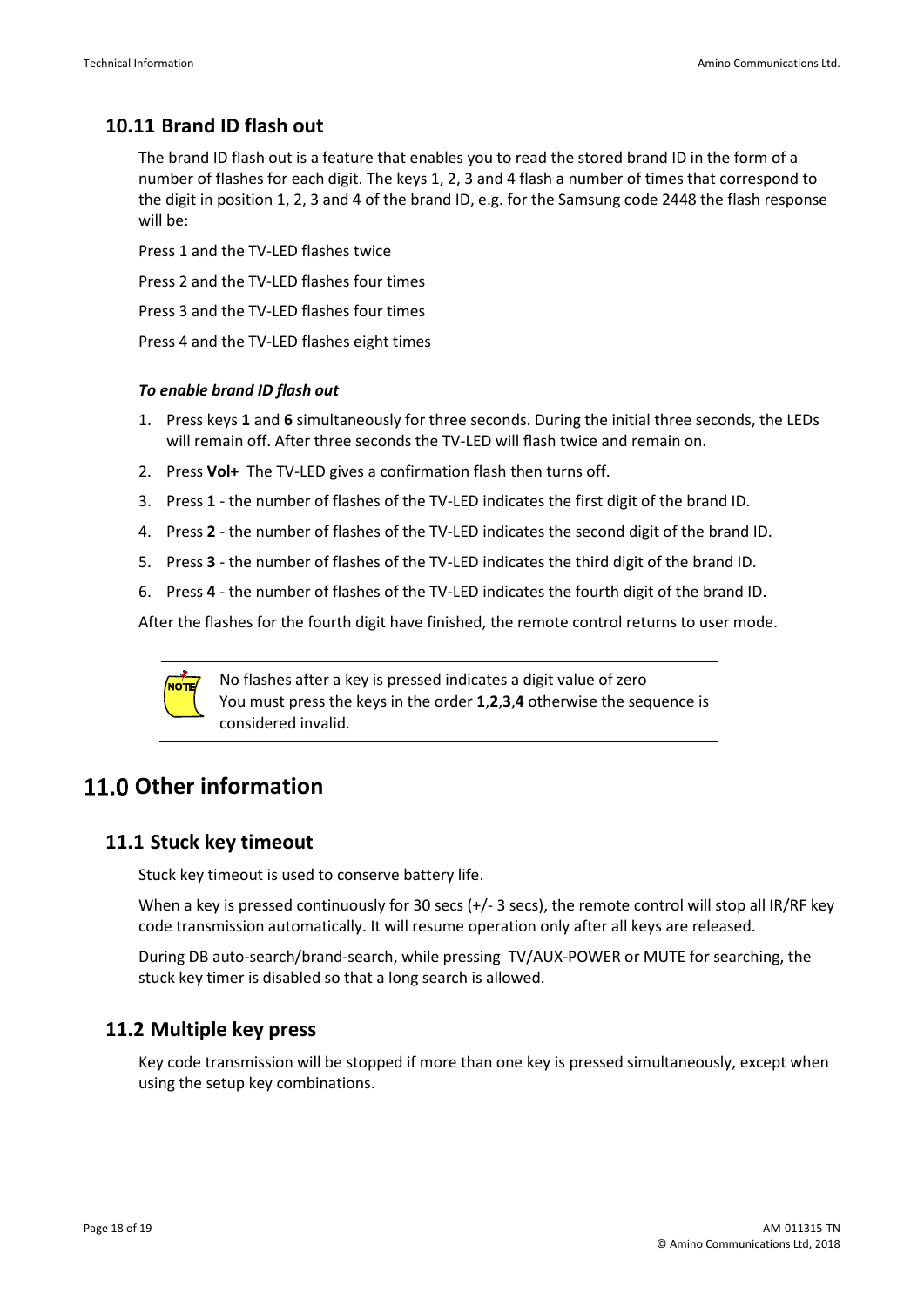## 10.11 Brand ID flash out

The brand ID flash out is a feature that enables you to read the stored brand ID in the form of a number of flashes for each digit. The keys 1, 2, 3 and 4 flash a number of times that correspond to the digit in position 1, 2, 3 and 4 of the brand ID, e.g. for the Samsung code 2448 the flash response will be:

Press 1 and the TV-LED flashes twice

Press 2 and the TV-LED flashes four times

Press 3 and the TV-LED flashes four times

Press 4 and the TV-LED flashes eight times

***To enable brand ID flash out***

1. Press keys **1** and **6** simultaneously for three seconds. During the initial three seconds, the LEDs will remain off. After three seconds the TV-LED will flash twice and remain on.
2. Press **Vol+** The TV-LED gives a confirmation flash then turns off.
3. Press **1** - the number of flashes of the TV-LED indicates the first digit of the brand ID.
4. Press **2** - the number of flashes of the TV-LED indicates the second digit of the brand ID.
5. Press **3** - the number of flashes of the TV-LED indicates the third digit of the brand ID.
6. Press **4** - the number of flashes of the TV-LED indicates the fourth digit of the brand ID.

After the flashes for the fourth digit have finished, the remote control returns to user mode.

NOTE: No flashes after a key is pressed indicates a digit value of zero
You must press the keys in the order **1**,**2**,**3**,**4** otherwise the sequence is considered invalid.

# 11.0 Other information

## 11.1 Stuck key timeout

Stuck key timeout is used to conserve battery life.

When a key is pressed continuously for 30 secs (+/- 3 secs), the remote control will stop all IR/RF key code transmission automatically. It will resume operation only after all keys are released.

During DB auto-search/brand-search, while pressing TV/AUX-POWER or MUTE for searching, the stuck key timer is disabled so that a long search is allowed.

## 11.2 Multiple key press

Key code transmission will be stopped if more than one key is pressed simultaneously, except when using the setup key combinations.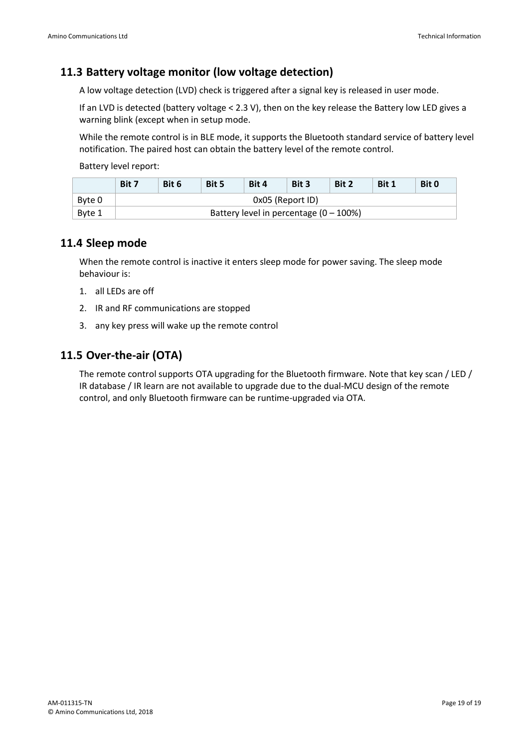## 11.3 Battery voltage monitor (low voltage detection)

A low voltage detection (LVD) check is triggered after a signal key is released in user mode.

If an LVD is detected (battery voltage < 2.3 V), then on the key release the Battery low LED gives a warning blink (except when in setup mode.

While the remote control is in BLE mode, it supports the Bluetooth standard service of battery level notification. The paired host can obtain the battery level of the remote control.

Battery level report:

| | Bit 7 | Bit 6 | Bit 5 | Bit 4 | Bit 3 | Bit 2 | Bit 1 | Bit 0 |
|---|---|---|---|---|---|---|---|---|
| Byte 0 | 0x05 (Report ID) | | | | | | | |
| Byte 1 | Battery level in percentage (0 – 100%) | | | | | | | |

## 11.4 Sleep mode

When the remote control is inactive it enters sleep mode for power saving. The sleep mode behaviour is:

1. all LEDs are off
2. IR and RF communications are stopped
3. any key press will wake up the remote control

## 11.5 Over-the-air (OTA)

The remote control supports OTA upgrading for the Bluetooth firmware. Note that key scan / LED / IR database / IR learn are not available to upgrade due to the dual-MCU design of the remote control, and only Bluetooth firmware can be runtime-upgraded via OTA.